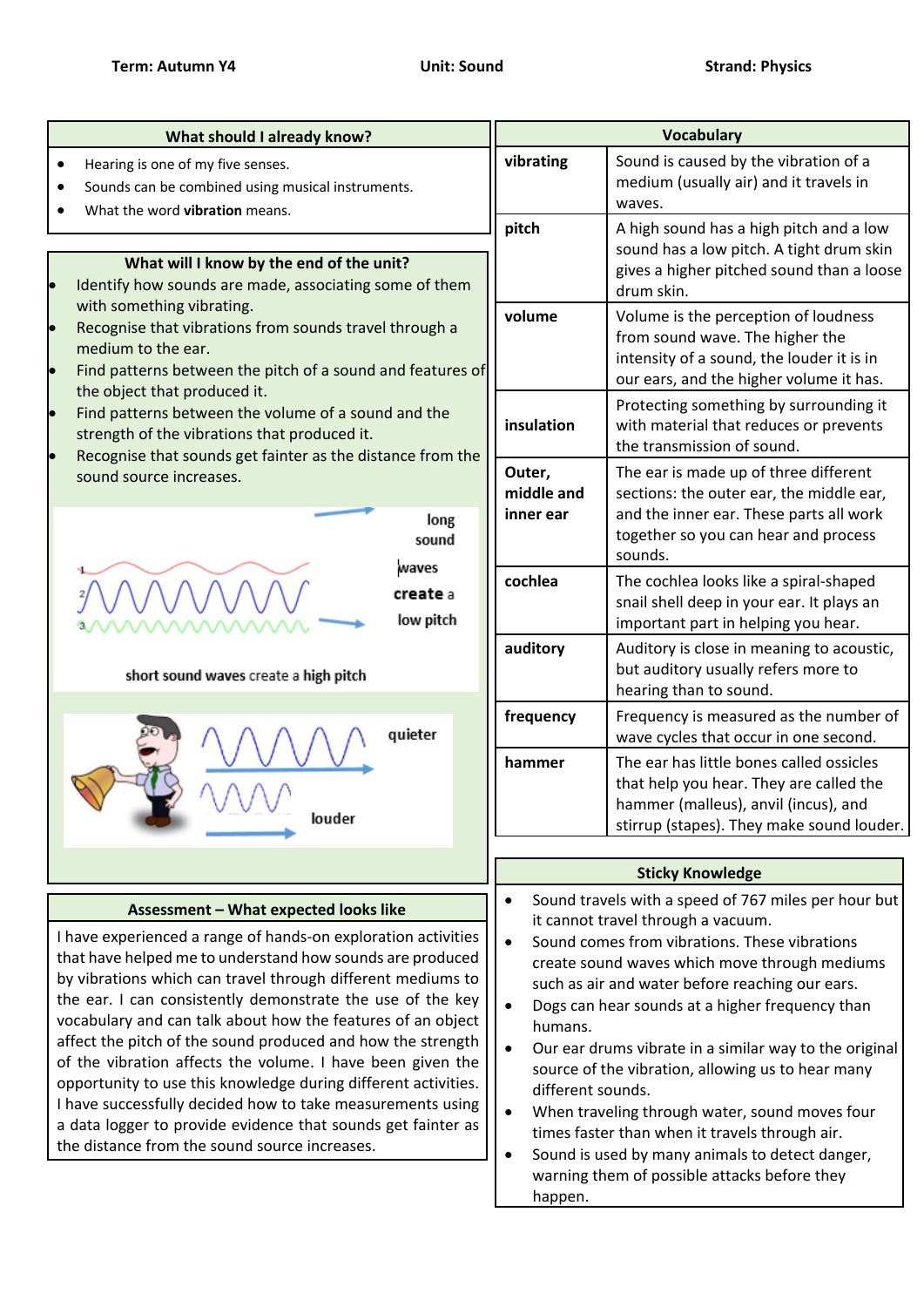**Term: Autumn Y4** **Unit: Sound** **Strand: Physics**

## What should I already know?

- Hearing is one of my five senses.
- Sounds can be combined using musical instruments.
- What the word **vibration** means.

## What will I know by the end of the unit?

- Identify how sounds are made, associating some of them with something vibrating.
- Recognise that vibrations from sounds travel through a medium to the ear.
- Find patterns between the pitch of a sound and features of the object that produced it.
- Find patterns between the volume of a sound and the strength of the vibrations that produced it.
- Recognise that sounds get fainter as the distance from the sound source increases.

long sound waves create a low pitch

short sound waves create a high pitch

quieter

louder

## Assessment – What expected looks like

I have experienced a range of hands-on exploration activities that have helped me to understand how sounds are produced by vibrations which can travel through different mediums to the ear. I can consistently demonstrate the use of the key vocabulary and can talk about how the features of an object affect the pitch of the sound produced and how the strength of the vibration affects the volume. I have been given the opportunity to use this knowledge during different activities. I have successfully decided how to take measurements using a data logger to provide evidence that sounds get fainter as the distance from the sound source increases.

## Vocabulary

| Vocabulary | |
|---|---|
| **vibrating** | Sound is caused by the vibration of a medium (usually air) and it travels in waves. |
| **pitch** | A high sound has a high pitch and a low sound has a low pitch. A tight drum skin gives a higher pitched sound than a loose drum skin. |
| **volume** | Volume is the perception of loudness from sound wave. The higher the intensity of a sound, the louder it is in our ears, and the higher volume it has. |
| **insulation** | Protecting something by surrounding it with material that reduces or prevents the transmission of sound. |
| **Outer, middle and inner ear** | The ear is made up of three different sections: the outer ear, the middle ear, and the inner ear. These parts all work together so you can hear and process sounds. |
| **cochlea** | The cochlea looks like a spiral-shaped snail shell deep in your ear. It plays an important part in helping you hear. |
| **auditory** | Auditory is close in meaning to acoustic, but auditory usually refers more to hearing than to sound. |
| **frequency** | Frequency is measured as the number of wave cycles that occur in one second. |
| **hammer** | The ear has little bones called ossicles that help you hear. They are called the hammer (malleus), anvil (incus), and stirrup (stapes). They make sound louder. |

## Sticky Knowledge

- Sound travels with a speed of 767 miles per hour but it cannot travel through a vacuum.
- Sound comes from vibrations. These vibrations create sound waves which move through mediums such as air and water before reaching our ears.
- Dogs can hear sounds at a higher frequency than humans.
- Our ear drums vibrate in a similar way to the original source of the vibration, allowing us to hear many different sounds.
- When traveling through water, sound moves four times faster than when it travels through air.
- Sound is used by many animals to detect danger, warning them of possible attacks before they happen.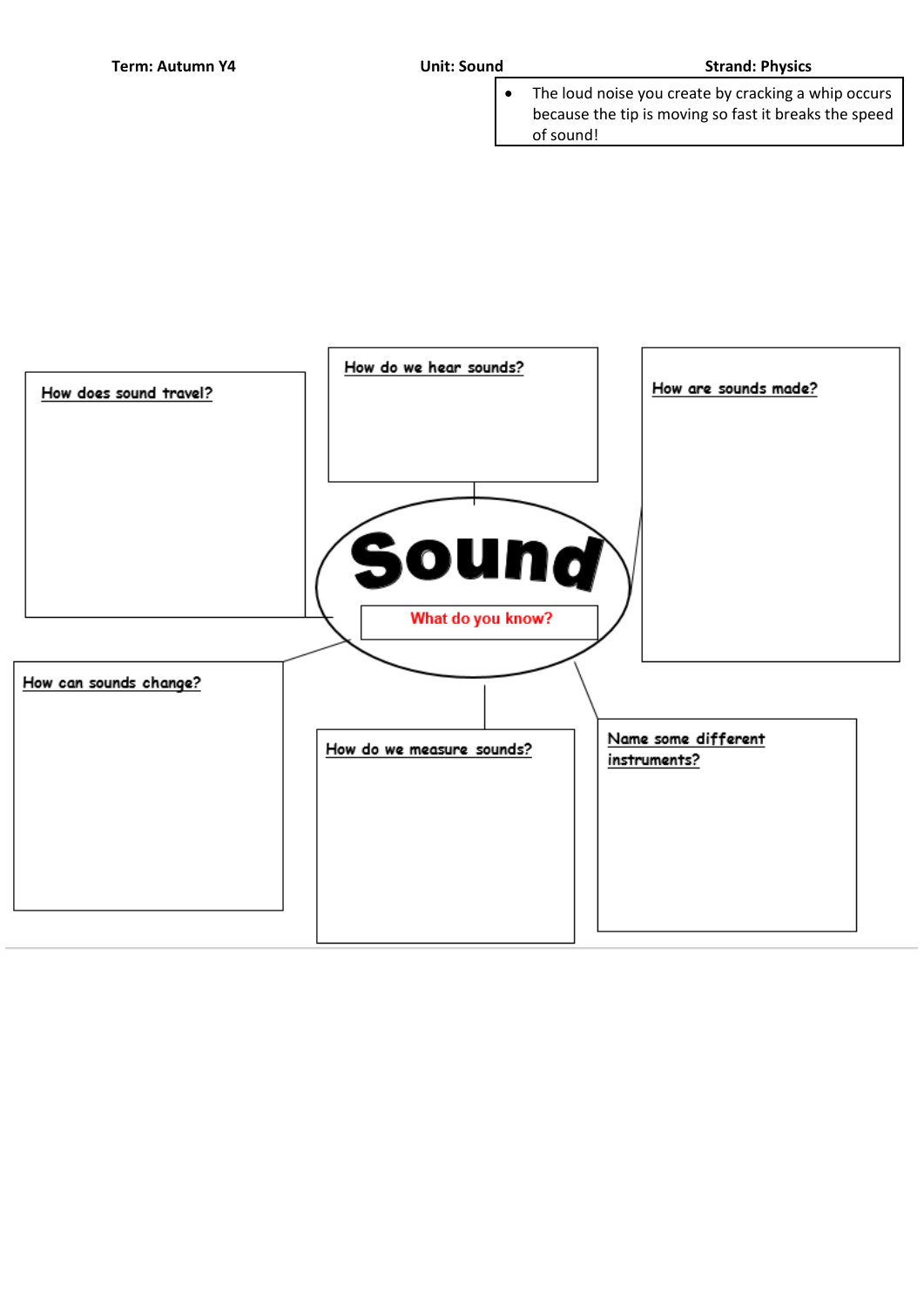**Term: Autumn Y4** **Unit: Sound** **Strand: Physics**

- The loud noise you create by cracking a whip occurs because the tip is moving so fast it breaks the speed of sound!

# Sound

What do you know?

How does sound travel?

How do we hear sounds?

How are sounds made?

How can sounds change?

How do we measure sounds?

Name some different instruments?